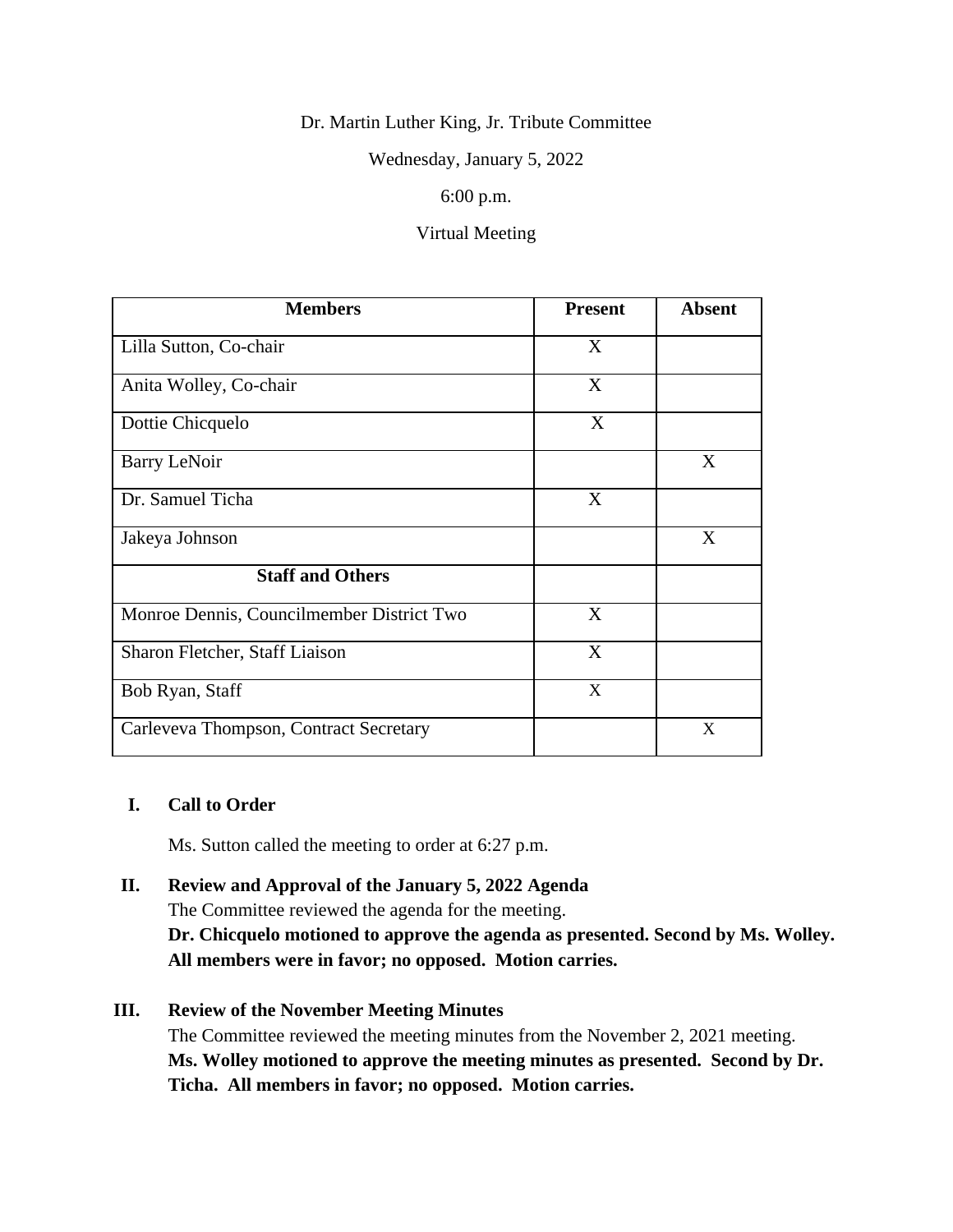Dr. Martin Luther King, Jr. Tribute Committee

Wednesday, January 5, 2022

6:00 p.m.

Virtual Meeting

| Members | Present | Absent |
|---|---|---|
| Lilla Sutton, Co-chair | X | |
| Anita Wolley, Co-chair | X | |
| Dottie Chicquelo | X | |
| Barry LeNoir | | X |
| Dr. Samuel Ticha | X | |
| Jakeya Johnson | | X |
| **Staff and Others** | | |
| Monroe Dennis, Councilmember District Two | X | |
| Sharon Fletcher, Staff Liaison | X | |
| Bob Ryan, Staff | X | |
| Carleveva Thompson, Contract Secretary | | X |

## I. Call to Order

Ms. Sutton called the meeting to order at 6:27 p.m.

## II. Review and Approval of the January 5, 2022 Agenda

The Committee reviewed the agenda for the meeting.

**Dr. Chicquelo motioned to approve the agenda as presented. Second by Ms. Wolley. All members were in favor; no opposed. Motion carries.**

## III. Review of the November Meeting Minutes

The Committee reviewed the meeting minutes from the November 2, 2021 meeting.

**Ms. Wolley motioned to approve the meeting minutes as presented. Second by Dr. Ticha. All members in favor; no opposed. Motion carries.**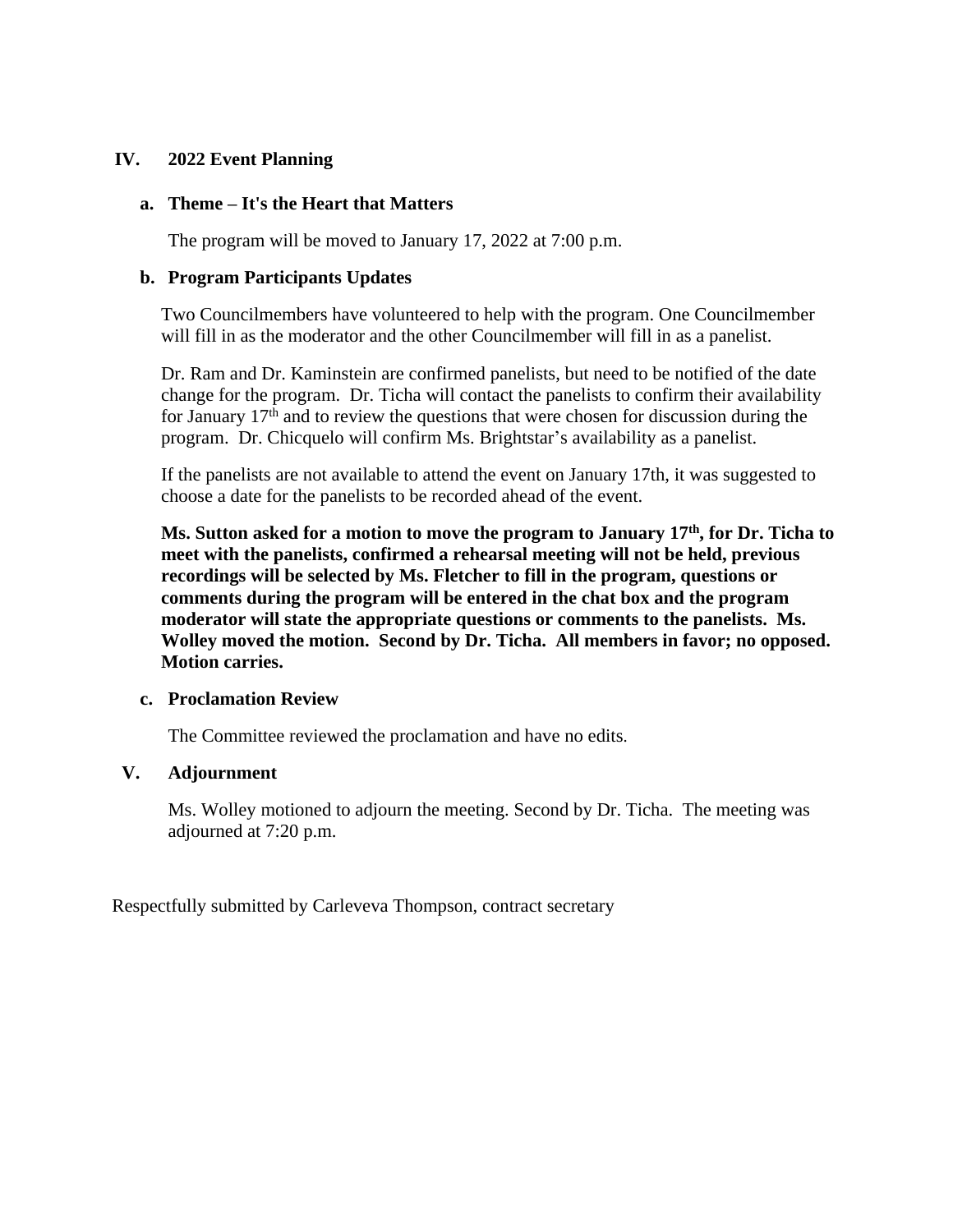## IV. 2022 Event Planning

### a. Theme – It's the Heart that Matters

The program will be moved to January 17, 2022 at 7:00 p.m.

### b. Program Participants Updates

Two Councilmembers have volunteered to help with the program. One Councilmember will fill in as the moderator and the other Councilmember will fill in as a panelist.

Dr. Ram and Dr. Kaminstein are confirmed panelists, but need to be notified of the date change for the program. Dr. Ticha will contact the panelists to confirm their availability for January 17th and to review the questions that were chosen for discussion during the program. Dr. Chicquelo will confirm Ms. Brightstar's availability as a panelist.

If the panelists are not available to attend the event on January 17th, it was suggested to choose a date for the panelists to be recorded ahead of the event.

**Ms. Sutton asked for a motion to move the program to January 17th, for Dr. Ticha to meet with the panelists, confirmed a rehearsal meeting will not be held, previous recordings will be selected by Ms. Fletcher to fill in the program, questions or comments during the program will be entered in the chat box and the program moderator will state the appropriate questions or comments to the panelists. Ms. Wolley moved the motion. Second by Dr. Ticha. All members in favor; no opposed. Motion carries.**

### c. Proclamation Review

The Committee reviewed the proclamation and have no edits.

## V. Adjournment

Ms. Wolley motioned to adjourn the meeting. Second by Dr. Ticha. The meeting was adjourned at 7:20 p.m.

Respectfully submitted by Carleveva Thompson, contract secretary